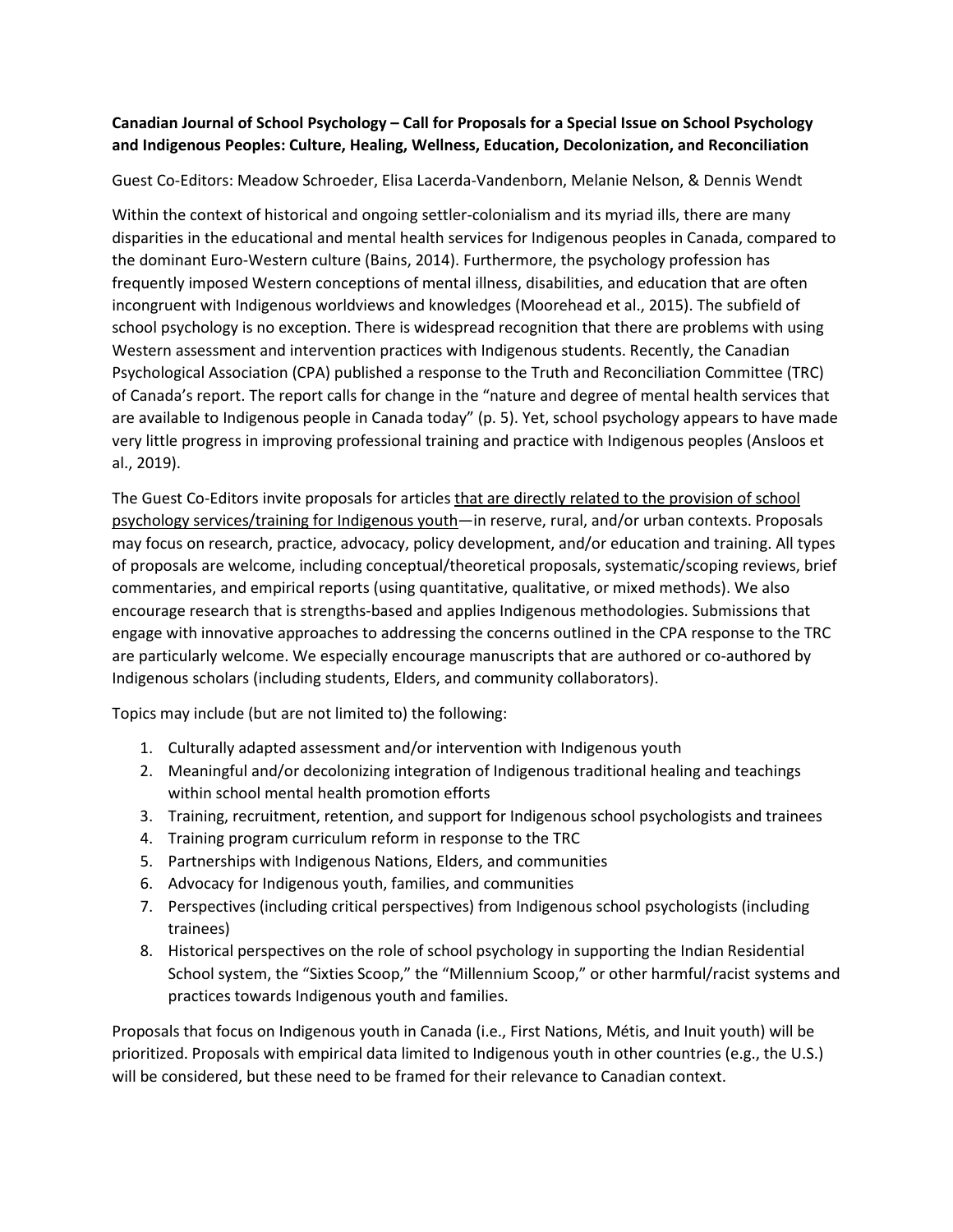**Canadian Journal of School Psychology – Call for Proposals for a Special Issue on School Psychology and Indigenous Peoples: Culture, Healing, Wellness, Education, Decolonization, and Reconciliation**

Guest Co-Editors: Meadow Schroeder, Elisa Lacerda-Vandenborn, Melanie Nelson, & Dennis Wendt

Within the context of historical and ongoing settler-colonialism and its myriad ills, there are many disparities in the educational and mental health services for Indigenous peoples in Canada, compared to the dominant Euro-Western culture (Bains, 2014). Furthermore, the psychology profession has frequently imposed Western conceptions of mental illness, disabilities, and education that are often incongruent with Indigenous worldviews and knowledges (Moorehead et al., 2015). The subfield of school psychology is no exception. There is widespread recognition that there are problems with using Western assessment and intervention practices with Indigenous students. Recently, the Canadian Psychological Association (CPA) published a response to the Truth and Reconciliation Committee (TRC) of Canada's report. The report calls for change in the "nature and degree of mental health services that are available to Indigenous people in Canada today" (p. 5). Yet, school psychology appears to have made very little progress in improving professional training and practice with Indigenous peoples (Ansloos et al., 2019).

The Guest Co-Editors invite proposals for articles <u>that are directly related to the provision of school psychology services/training for Indigenous youth</u>—in reserve, rural, and/or urban contexts. Proposals may focus on research, practice, advocacy, policy development, and/or education and training. All types of proposals are welcome, including conceptual/theoretical proposals, systematic/scoping reviews, brief commentaries, and empirical reports (using quantitative, qualitative, or mixed methods). We also encourage research that is strengths-based and applies Indigenous methodologies. Submissions that engage with innovative approaches to addressing the concerns outlined in the CPA response to the TRC are particularly welcome. We especially encourage manuscripts that are authored or co-authored by Indigenous scholars (including students, Elders, and community collaborators).

Topics may include (but are not limited to) the following:

1. Culturally adapted assessment and/or intervention with Indigenous youth
2. Meaningful and/or decolonizing integration of Indigenous traditional healing and teachings within school mental health promotion efforts
3. Training, recruitment, retention, and support for Indigenous school psychologists and trainees
4. Training program curriculum reform in response to the TRC
5. Partnerships with Indigenous Nations, Elders, and communities
6. Advocacy for Indigenous youth, families, and communities
7. Perspectives (including critical perspectives) from Indigenous school psychologists (including trainees)
8. Historical perspectives on the role of school psychology in supporting the Indian Residential School system, the "Sixties Scoop," the "Millennium Scoop," or other harmful/racist systems and practices towards Indigenous youth and families.

Proposals that focus on Indigenous youth in Canada (i.e., First Nations, Métis, and Inuit youth) will be prioritized. Proposals with empirical data limited to Indigenous youth in other countries (e.g., the U.S.) will be considered, but these need to be framed for their relevance to Canadian context.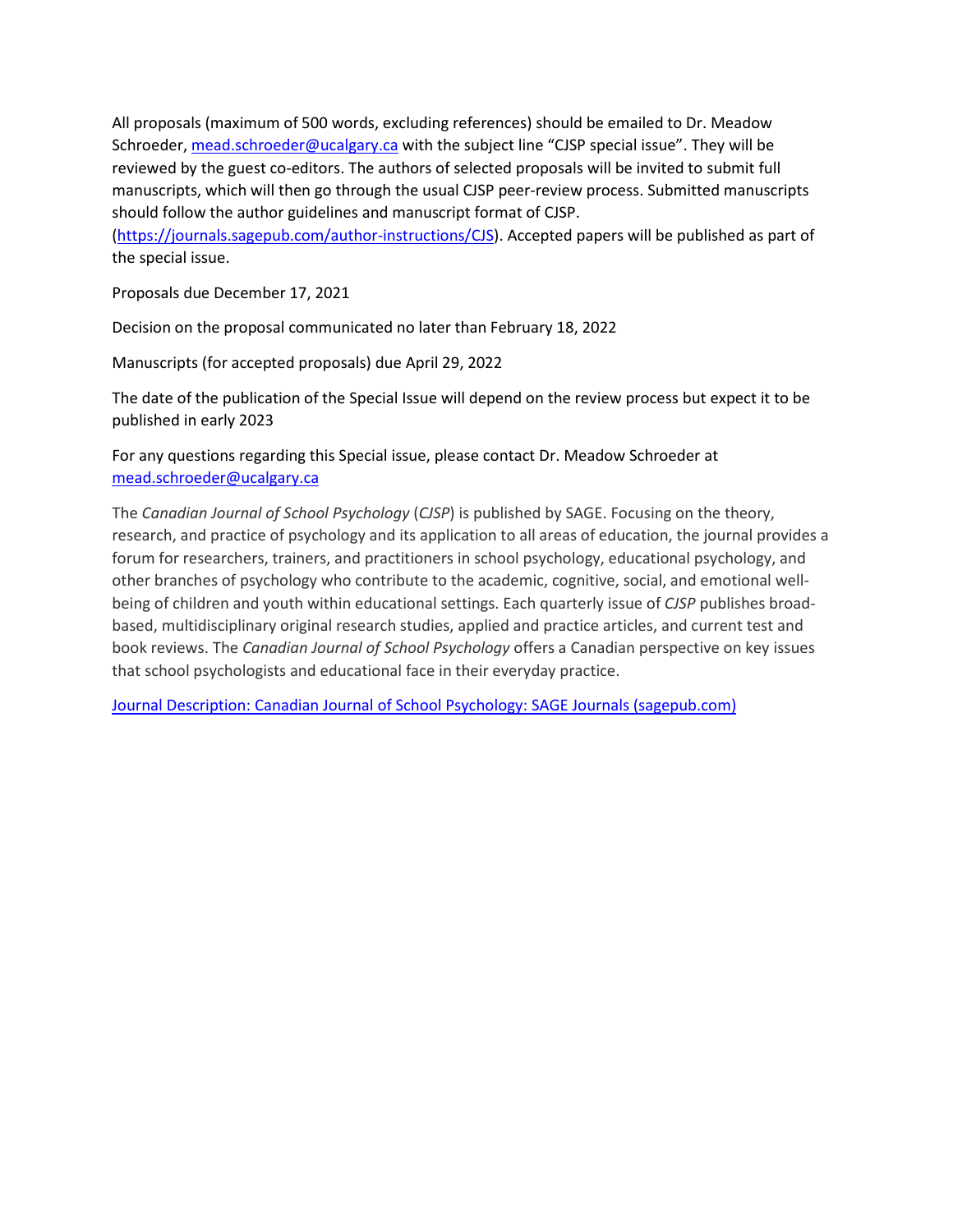All proposals (maximum of 500 words, excluding references) should be emailed to Dr. Meadow Schroeder, [mead.schroeder@ucalgary.ca](mailto:mead.schroeder@ucalgary.ca) with the subject line "CJSP special issue". They will be reviewed by the guest co-editors. The authors of selected proposals will be invited to submit full manuscripts, which will then go through the usual CJSP peer-review process. Submitted manuscripts should follow the author guidelines and manuscript format of CJSP. ([https://journals.sagepub.com/author-instructions/CJS](https://journals.sagepub.com/author-instructions/CJS)). Accepted papers will be published as part of the special issue.

Proposals due December 17, 2021

Decision on the proposal communicated no later than February 18, 2022

Manuscripts (for accepted proposals) due April 29, 2022

The date of the publication of the Special Issue will depend on the review process but expect it to be published in early 2023

For any questions regarding this Special issue, please contact Dr. Meadow Schroeder at [mead.schroeder@ucalgary.ca](mailto:mead.schroeder@ucalgary.ca)

The *Canadian Journal of School Psychology* (*CJSP*) is published by SAGE. Focusing on the theory, research, and practice of psychology and its application to all areas of education, the journal provides a forum for researchers, trainers, and practitioners in school psychology, educational psychology, and other branches of psychology who contribute to the academic, cognitive, social, and emotional well-being of children and youth within educational settings. Each quarterly issue of *CJSP* publishes broad-based, multidisciplinary original research studies, applied and practice articles, and current test and book reviews. The *Canadian Journal of School Psychology* offers a Canadian perspective on key issues that school psychologists and educational face in their everyday practice.

[Journal Description: Canadian Journal of School Psychology: SAGE Journals (sagepub.com)]()